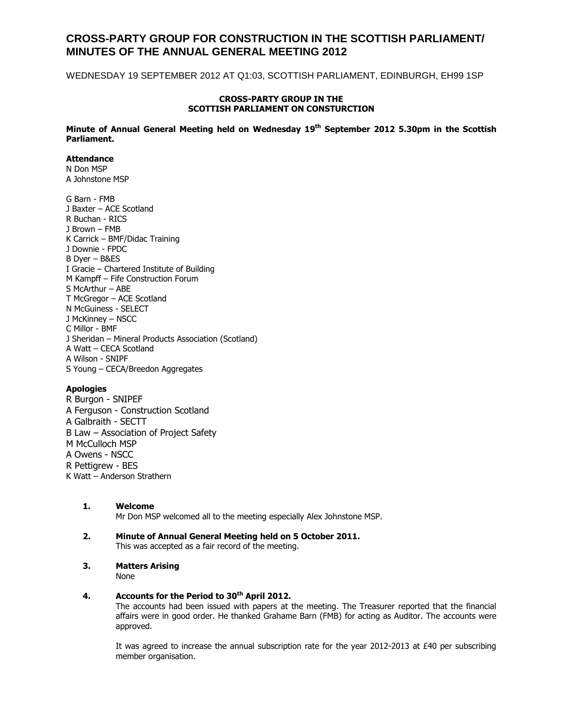# CROSS-PARTY GROUP FOR CONSTRUCTION IN THE SCOTTISH PARLIAMENT/ MINUTES OF THE ANNUAL GENERAL MEETING 2012

WEDNESDAY 19 SEPTEMBER 2012 AT Q1:03, SCOTTISH PARLIAMENT, EDINBURGH, EH99 1SP

**CROSS-PARTY GROUP IN THE SCOTTISH PARLIAMENT ON CONSTURCTION**

**Minute of Annual General Meeting held on Wednesday 19th September 2012 5.30pm in the Scottish Parliament.**

**Attendance**

N Don MSP
A Johnstone MSP

G Barn - FMB
J Baxter – ACE Scotland
R Buchan - RICS
J Brown – FMB
K Carrick – BMF/Didac Training
J Downie - FPDC
B Dyer – B&ES
I Gracie – Chartered Institute of Building
M Kampff – Fife Construction Forum
S McArthur – ABE
T McGregor – ACE Scotland
N McGuiness - SELECT
J McKinney – NSCC
C Millor - BMF
J Sheridan – Mineral Products Association (Scotland)
A Watt – CECA Scotland
A Wilson - SNIPF
S Young – CECA/Breedon Aggregates

**Apologies**

R Burgon - SNIPEF
A Ferguson - Construction Scotland
A Galbraith - SECTT
B Law – Association of Project Safety
M McCulloch MSP
A Owens - NSCC
R Pettigrew - BES
K Watt – Anderson Strathern

**1. Welcome**

Mr Don MSP welcomed all to the meeting especially Alex Johnstone MSP.

**2. Minute of Annual General Meeting held on 5 October 2011.**

This was accepted as a fair record of the meeting.

**3. Matters Arising**

None

**4. Accounts for the Period to 30th April 2012.**

The accounts had been issued with papers at the meeting. The Treasurer reported that the financial affairs were in good order. He thanked Grahame Barn (FMB) for acting as Auditor. The accounts were approved.

It was agreed to increase the annual subscription rate for the year 2012-2013 at £40 per subscribing member organisation.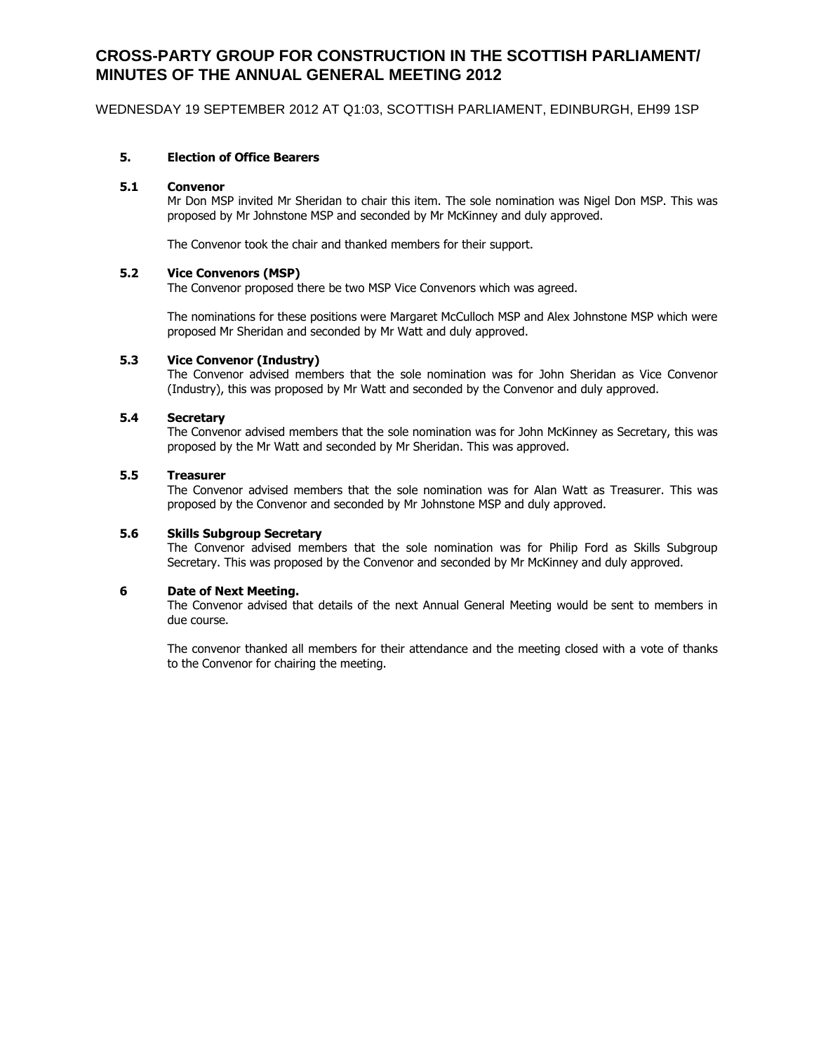# CROSS-PARTY GROUP FOR CONSTRUCTION IN THE SCOTTISH PARLIAMENT/ MINUTES OF THE ANNUAL GENERAL MEETING 2012

WEDNESDAY 19 SEPTEMBER 2012 AT Q1:03, SCOTTISH PARLIAMENT, EDINBURGH, EH99 1SP

**5. Election of Office Bearers**

**5.1 Convenor**

Mr Don MSP invited Mr Sheridan to chair this item. The sole nomination was Nigel Don MSP. This was proposed by Mr Johnstone MSP and seconded by Mr McKinney and duly approved.

The Convenor took the chair and thanked members for their support.

**5.2 Vice Convenors (MSP)**

The Convenor proposed there be two MSP Vice Convenors which was agreed.

The nominations for these positions were Margaret McCulloch MSP and Alex Johnstone MSP which were proposed Mr Sheridan and seconded by Mr Watt and duly approved.

**5.3 Vice Convenor (Industry)**

The Convenor advised members that the sole nomination was for John Sheridan as Vice Convenor (Industry), this was proposed by Mr Watt and seconded by the Convenor and duly approved.

**5.4 Secretary**

The Convenor advised members that the sole nomination was for John McKinney as Secretary, this was proposed by the Mr Watt and seconded by Mr Sheridan. This was approved.

**5.5 Treasurer**

The Convenor advised members that the sole nomination was for Alan Watt as Treasurer. This was proposed by the Convenor and seconded by Mr Johnstone MSP and duly approved.

**5.6 Skills Subgroup Secretary**

The Convenor advised members that the sole nomination was for Philip Ford as Skills Subgroup Secretary. This was proposed by the Convenor and seconded by Mr McKinney and duly approved.

**6 Date of Next Meeting.**

The Convenor advised that details of the next Annual General Meeting would be sent to members in due course.

The convenor thanked all members for their attendance and the meeting closed with a vote of thanks to the Convenor for chairing the meeting.